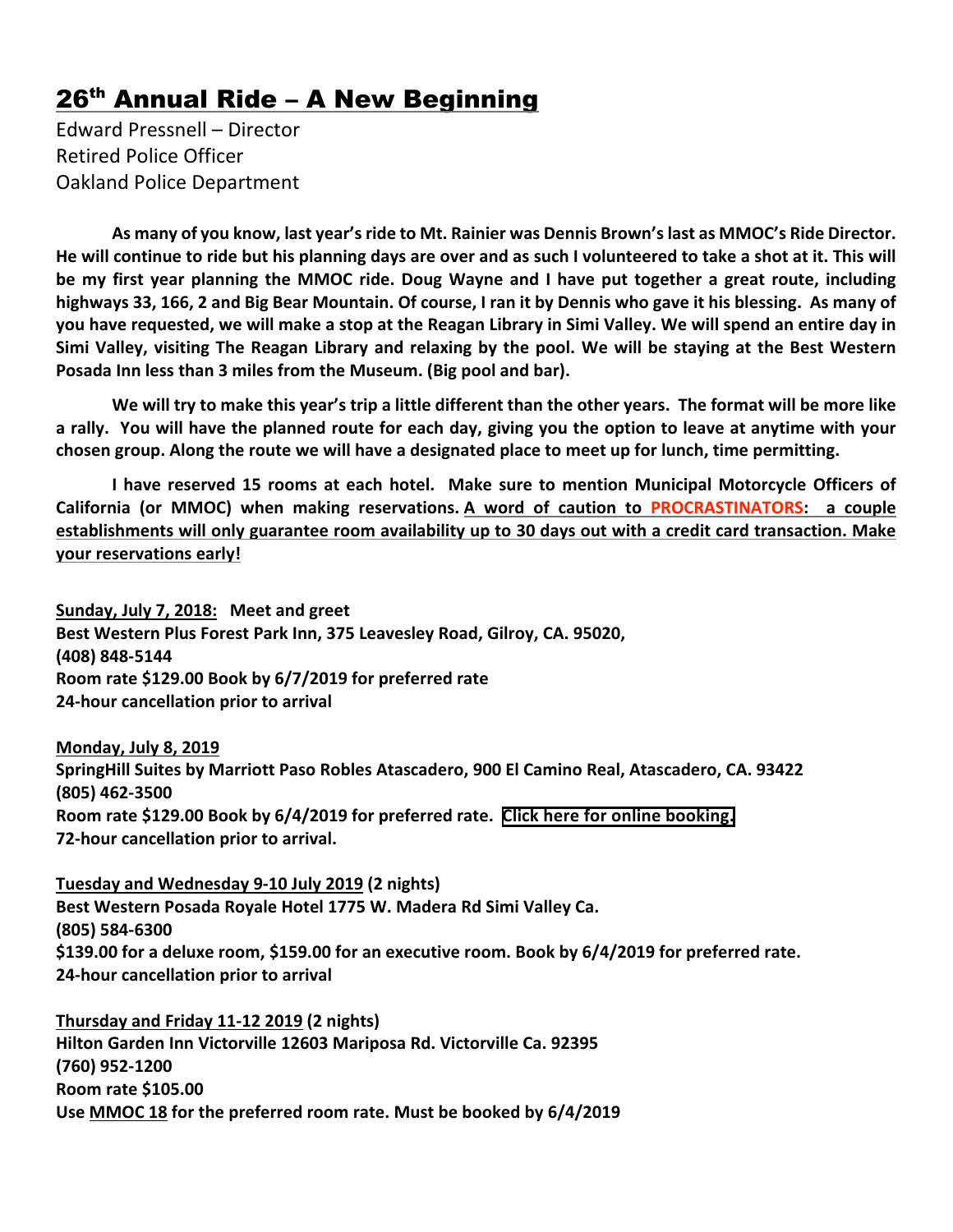# 26th Annual Ride – A New Beginning

Edward Pressnell – Director
Retired Police Officer
Oakland Police Department

**As many of you know, last year's ride to Mt. Rainier was Dennis Brown's last as MMOC's Ride Director. He will continue to ride but his planning days are over and as such I volunteered to take a shot at it. This will be my first year planning the MMOC ride. Doug Wayne and I have put together a great route, including highways 33, 166, 2 and Big Bear Mountain. Of course, I ran it by Dennis who gave it his blessing. As many of you have requested, we will make a stop at the Reagan Library in Simi Valley. We will spend an entire day in Simi Valley, visiting The Reagan Library and relaxing by the pool. We will be staying at the Best Western Posada Inn less than 3 miles from the Museum. (Big pool and bar).**

**We will try to make this year's trip a little different than the other years. The format will be more like a rally. You will have the planned route for each day, giving you the option to leave at anytime with your chosen group. Along the route we will have a designated place to meet up for lunch, time permitting.**

**I have reserved 15 rooms at each hotel. Make sure to mention Municipal Motorcycle Officers of California (or MMOC) when making reservations. <u>A word of caution to PROCRASTINATORS: a couple establishments will only guarantee room availability up to 30 days out with a credit card transaction. Make your reservations early!</u>**

**<u>Sunday, July 7, 2018:</u> Meet and greet**
**Best Western Plus Forest Park Inn, 375 Leavesley Road, Gilroy, CA. 95020,**
**(408) 848-5144**
**Room rate $129.00 Book by 6/7/2019 for preferred rate**
**24-hour cancellation prior to arrival**

**<u>Monday, July 8, 2019</u>**
**SpringHill Suites by Marriott Paso Robles Atascadero, 900 El Camino Real, Atascadero, CA. 93422**
**(805) 462-3500**
**Room rate $129.00 Book by 6/4/2019 for preferred rate. <u>Click here for online booking.</u>**
**72-hour cancellation prior to arrival.**

**<u>Tuesday and Wednesday 9-10 July 2019</u> (2 nights)**
**Best Western Posada Royale Hotel 1775 W. Madera Rd Simi Valley Ca.**
**(805) 584-6300**
**$139.00 for a deluxe room, $159.00 for an executive room. Book by 6/4/2019 for preferred rate.**
**24-hour cancellation prior to arrival**

**<u>Thursday and Friday 11-12 2019</u> (2 nights)**
**Hilton Garden Inn Victorville 12603 Mariposa Rd. Victorville Ca. 92395**
**(760) 952-1200**
**Room rate $105.00**
**Use <u>MMOC 18</u> for the preferred room rate. Must be booked by 6/4/2019**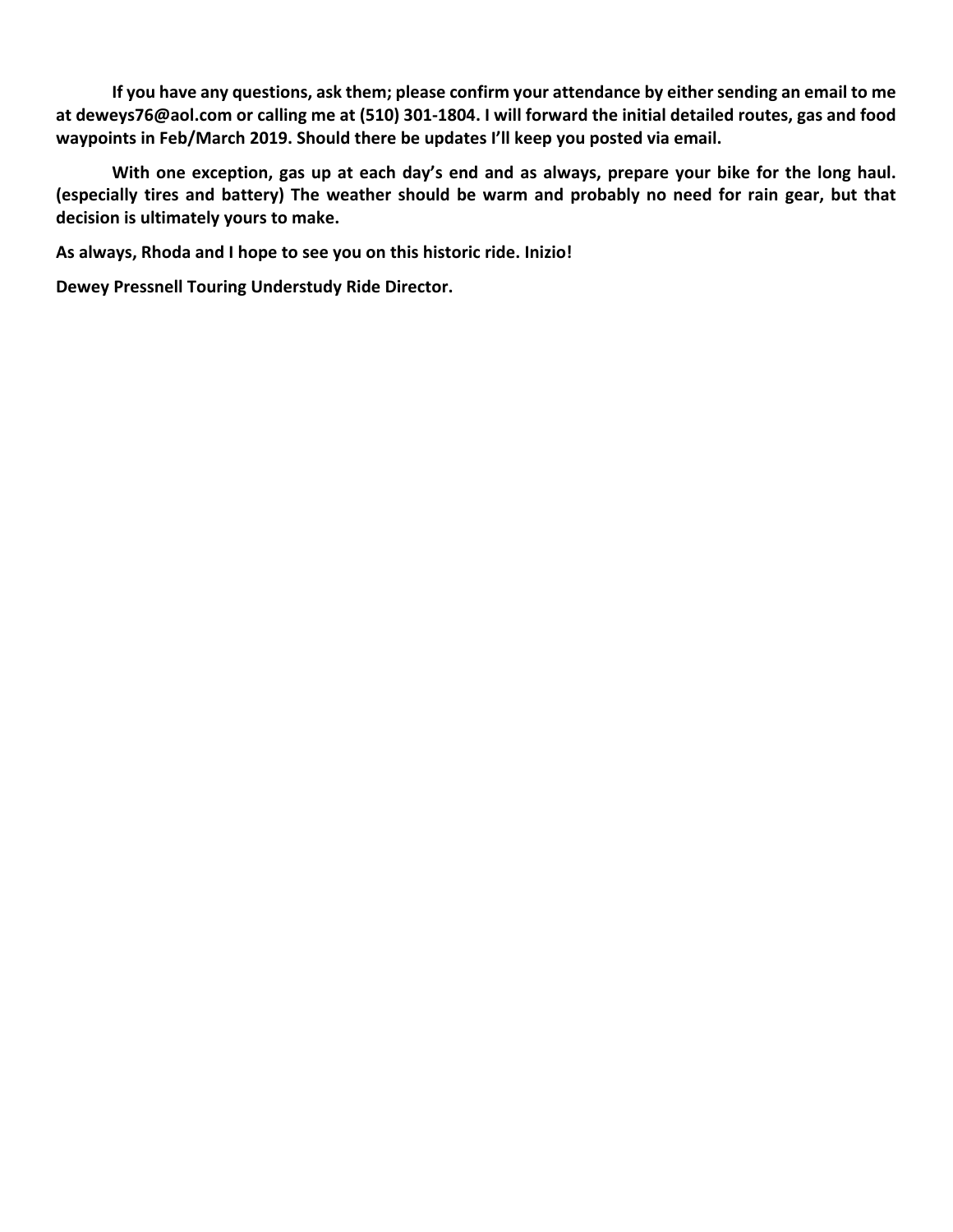**If you have any questions, ask them; please confirm your attendance by either sending an email to me at deweys76@aol.com or calling me at (510) 301-1804. I will forward the initial detailed routes, gas and food waypoints in Feb/March 2019. Should there be updates I'll keep you posted via email.**

**With one exception, gas up at each day's end and as always, prepare your bike for the long haul. (especially tires and battery) The weather should be warm and probably no need for rain gear, but that decision is ultimately yours to make.**

**As always, Rhoda and I hope to see you on this historic ride. Inizio!**

**Dewey Pressnell Touring Understudy Ride Director.**